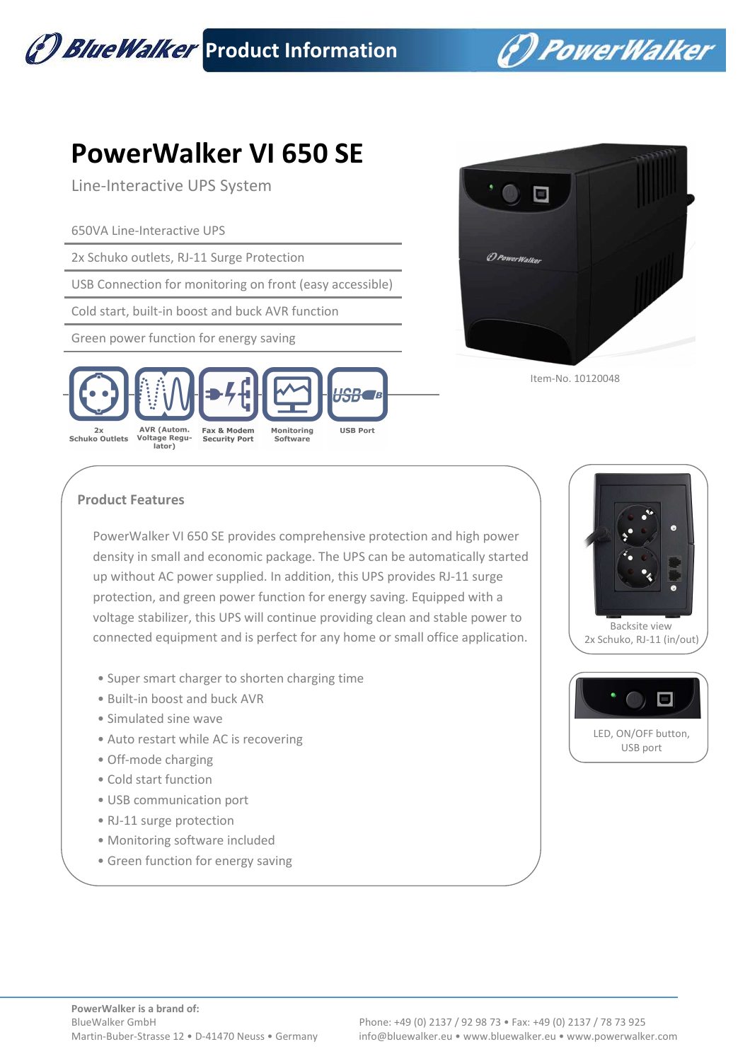BlueWalker **Product Information** PowerWalker

# PowerWalker VI 650 SE

Line-Interactive UPS System

- 650VA Line-Interactive UPS
- 2x Schuko outlets, RJ-11 Surge Protection
- USB Connection for monitoring on front (easy accessible)
- Cold start, built-in boost and buck AVR function
- Green power function for energy saving

2x Schuko Outlets | AVR (Autom. Voltage Regulator) | Fax & Modem Security Port | Monitoring Software | USB Port

Item-No. 10120048

## Product Features

PowerWalker VI 650 SE provides comprehensive protection and high power density in small and economic package. The UPS can be automatically started up without AC power supplied. In addition, this UPS provides RJ-11 surge protection, and green power function for energy saving. Equipped with a voltage stabilizer, this UPS will continue providing clean and stable power to connected equipment and is perfect for any home or small office application.

- Super smart charger to shorten charging time
- Built-in boost and buck AVR
- Simulated sine wave
- Auto restart while AC is recovering
- Off-mode charging
- Cold start function
- USB communication port
- RJ-11 surge protection
- Monitoring software included
- Green function for energy saving

Backsite view
2x Schuko, RJ-11 (in/out)

LED, ON/OFF button, USB port

**PowerWalker is a brand of:**
BlueWalker GmbH
Martin-Buber-Strasse 12 • D-41470 Neuss • Germany

Phone: +49 (0) 2137 / 92 98 73 • Fax: +49 (0) 2137 / 78 73 925
info@bluewalker.eu • www.bluewalker.eu • www.powerwalker.com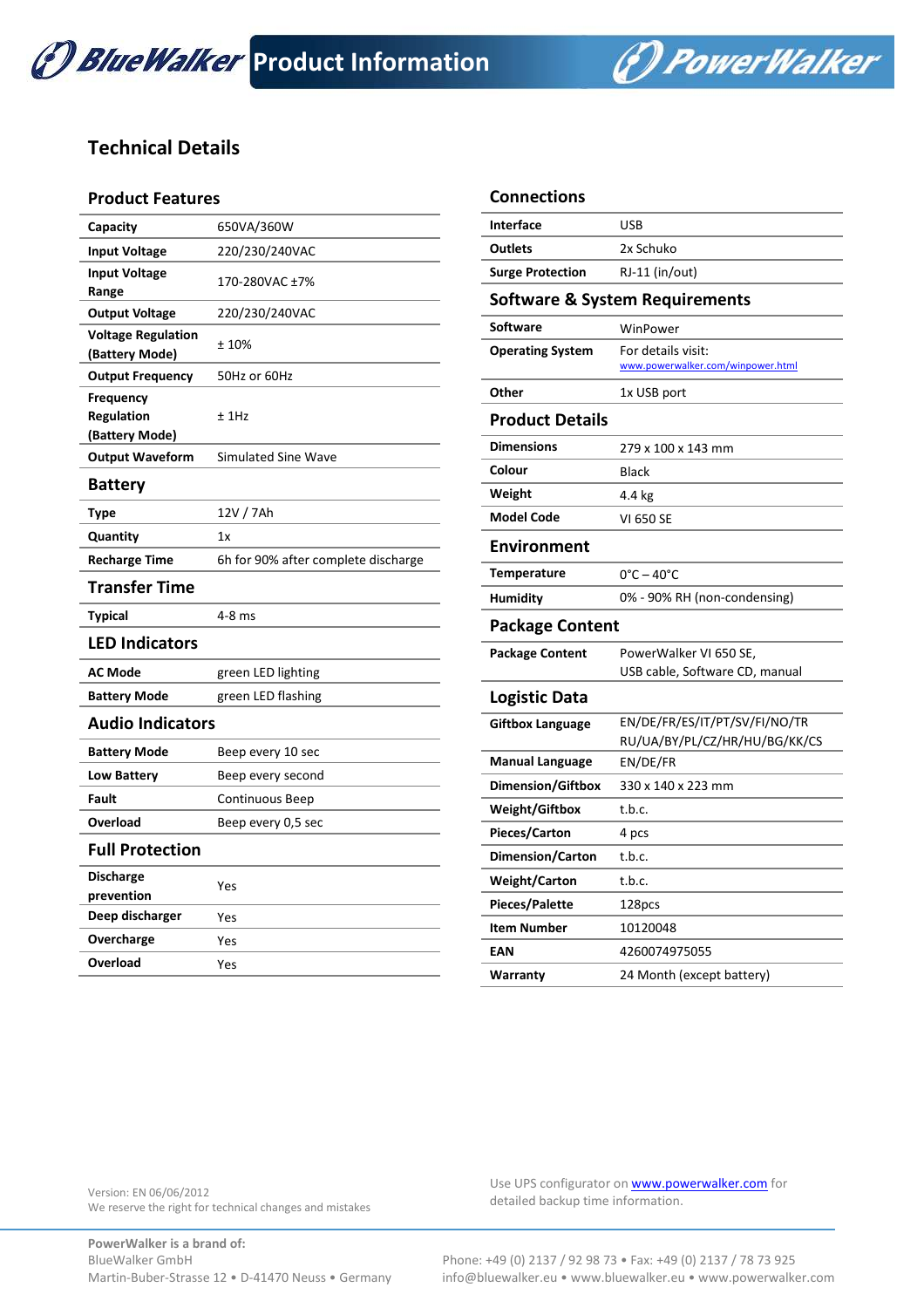# Technical Details

## Product Features

| | |
|---|---|
| **Capacity** | 650VA/360W |
| **Input Voltage** | 220/230/240VAC |
| **Input Voltage Range** | 170-280VAC ±7% |
| **Output Voltage** | 220/230/240VAC |
| **Voltage Regulation (Battery Mode)** | ± 10% |
| **Output Frequency** | 50Hz or 60Hz |
| **Frequency Regulation (Battery Mode)** | ± 1Hz |
| **Output Waveform** | Simulated Sine Wave |

## Battery

| | |
|---|---|
| **Type** | 12V / 7Ah |
| **Quantity** | 1x |
| **Recharge Time** | 6h for 90% after complete discharge |

## Transfer Time

| | |
|---|---|
| **Typical** | 4-8 ms |

## LED Indicators

| | |
|---|---|
| **AC Mode** | green LED lighting |
| **Battery Mode** | green LED flashing |

## Audio Indicators

| | |
|---|---|
| **Battery Mode** | Beep every 10 sec |
| **Low Battery** | Beep every second |
| **Fault** | Continuous Beep |
| **Overload** | Beep every 0,5 sec |

## Full Protection

| | |
|---|---|
| **Discharge prevention** | Yes |
| **Deep discharger** | Yes |
| **Overcharge** | Yes |
| **Overload** | Yes |

## Connections

| | |
|---|---|
| **Interface** | USB |
| **Outlets** | 2x Schuko |
| **Surge Protection** | RJ-11 (in/out) |

## Software & System Requirements

| | |
|---|---|
| **Software** | WinPower |
| **Operating System** | For details visit: www.powerwalker.com/winpower.html |
| **Other** | 1x USB port |

## Product Details

| | |
|---|---|
| **Dimensions** | 279 x 100 x 143 mm |
| **Colour** | Black |
| **Weight** | 4.4 kg |
| **Model Code** | VI 650 SE |

## Environment

| | |
|---|---|
| **Temperature** | 0°C – 40°C |
| **Humidity** | 0% - 90% RH (non-condensing) |

## Package Content

| | |
|---|---|
| **Package Content** | PowerWalker VI 650 SE, USB cable, Software CD, manual |

## Logistic Data

| | |
|---|---|
| **Giftbox Language** | EN/DE/FR/ES/IT/PT/SV/FI/NO/TR RU/UA/BY/PL/CZ/HR/HU/BG/KK/CS |
| **Manual Language** | EN/DE/FR |
| **Dimension/Giftbox** | 330 x 140 x 223 mm |
| **Weight/Giftbox** | t.b.c. |
| **Pieces/Carton** | 4 pcs |
| **Dimension/Carton** | t.b.c. |
| **Weight/Carton** | t.b.c. |
| **Pieces/Palette** | 128pcs |
| **Item Number** | 10120048 |
| **EAN** | 4260074975055 |
| **Warranty** | 24 Month (except battery) |

Version: EN 06/06/2012
We reserve the right for technical changes and mistakes

Use UPS configurator on www.powerwalker.com for detailed backup time information.

**PowerWalker is a brand of:**
BlueWalker GmbH
Martin-Buber-Strasse 12 • D-41470 Neuss • Germany

Phone: +49 (0) 2137 / 92 98 73 • Fax: +49 (0) 2137 / 78 73 925
info@bluewalker.eu • www.bluewalker.eu • www.powerwalker.com